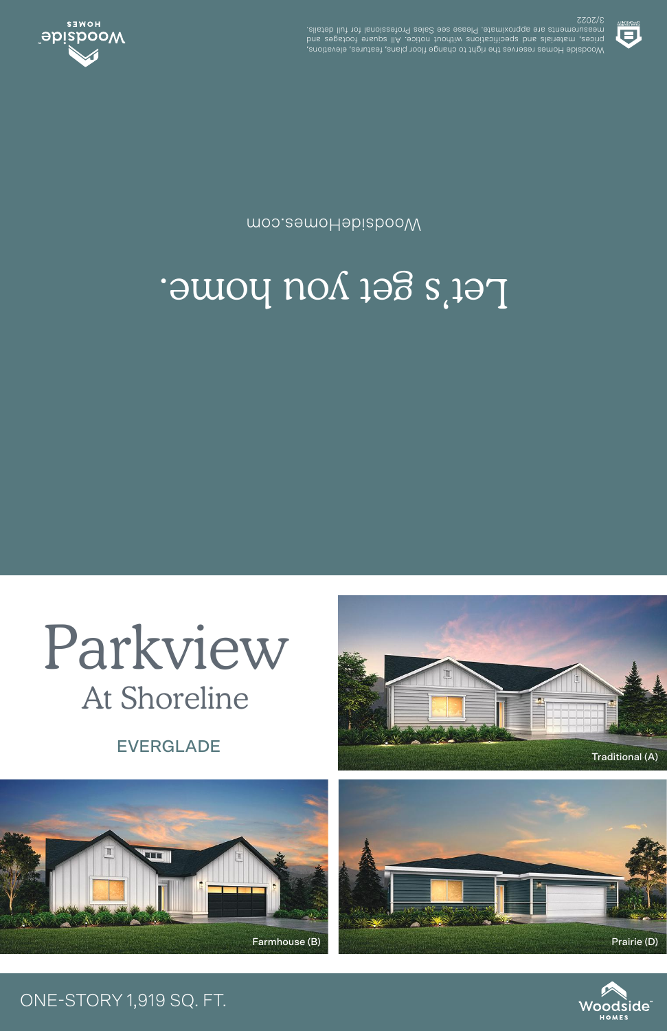Woodside Homes reserves the right to change floor plans, features, elevations, prices, materials and specifications without notice. All square footages and measurements are approximate. Please see Sales Professional for full details. 3/2022

# Let's get you home.

WoodsideHomes.com

# Parkview

## At Shoreline

### EVERGLADE

Traditional (A)

Farmhouse (B)

Prairie (D)

ONE-STORY 1,919 SQ. FT.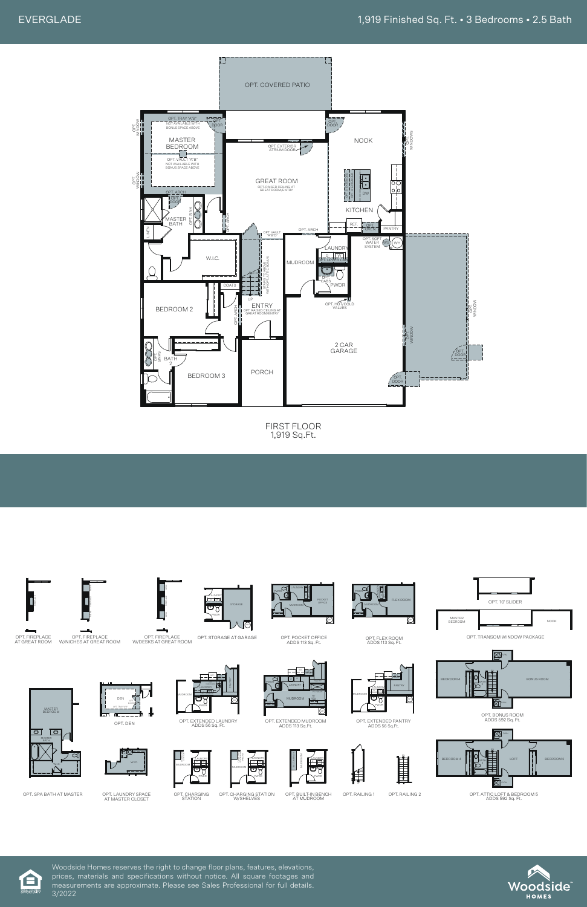# EVERGLADE

1,919 Finished Sq. Ft. • 3 Bedrooms • 2.5 Bath

OPT. COVERED PATIO

MASTER BEDROOM

OPT. TRAY "A"B" NOT AVAILABLE WITH BONUS SPACE ABOVE

OPT. VAULT "A"B" NOT AVAILABLE WITH BONUS SPACE ABOVE

OPT. WINDOW

OPT. DOOR

OPT. EXTERIOR ATRIUM DOOR

GREAT ROOM

OPT. RAISED CEILING AT GREAT ROOM/ENTRY

NOOK

OPT. WINDOWS

DW

KITCHEN

REF.

OPT. OVEN

PANTRY

OPT. SOFT WATER SYSTEM

WH

OPT. ARCH

OPT. NICHE

OPT. SINK

MASTER BATH

LINEN

W.I.C.

OPT. VAULT "A"B"

STAIRS TO ABOVE WITH OPT. ATTIC/BONUS

MUDROOM

LAUNDRY

OPT. UPPER CAB

OPT. CABS

PWDR

COATS

UP

ENTRY

OPT. RAISED CEILING AT GREAT ROOM/ENTRY

OPT. HOT/COLD VALVES

BEDROOM 2

OPT. SINKS

BATH 2

BEDROOM 3

PORCH

2 CAR GARAGE

OPT. DOOR

FIRST FLOOR
1,919 Sq.Ft.

OPT. FIREPLACE AT GREAT ROOM

OPT. FIREPLACE W/NICHES AT GREAT ROOM

OPT. FIREPLACE W/DESKS AT GREAT ROOM

OPT. STORAGE AT GARAGE

OPT. POCKET OFFICE ADDS 113 Sq. Ft.

OPT. FLEX ROOM ADDS 113 Sq. Ft.

OPT. 10' SLIDER

OPT. TRANSOM WINDOW PACKAGE

OPT. SPA BATH AT MASTER

OPT. DEN

OPT. EXTENDED LAUNDRY ADDS 56 Sq. Ft.

OPT. EXTENDED MUDROOM ADDS 113 Sq. Ft.

OPT. EXTENDED PANTRY ADDS 56 Sq. Ft.

OPT. BONUS ROOM ADDS 592 Sq. Ft.

OPT. LAUNDRY SPACE AT MASTER CLOSET

OPT. CHARGING STATION

OPT. CHARGING STATION W/SHELVES

OPT. BUILT-IN BENCH AT MUDROOM

OPT. RAILING 1

OPT. RAILING 2

OPT. ATTIC LOFT & BEDROOM 5 ADDS 592 Sq. Ft.

Woodside Homes reserves the right to change floor plans, features, elevations, prices, materials and specifications without notice. All square footages and measurements are approximate. Please see Sales Professional for full details. 3/2022

Woodside HOMES